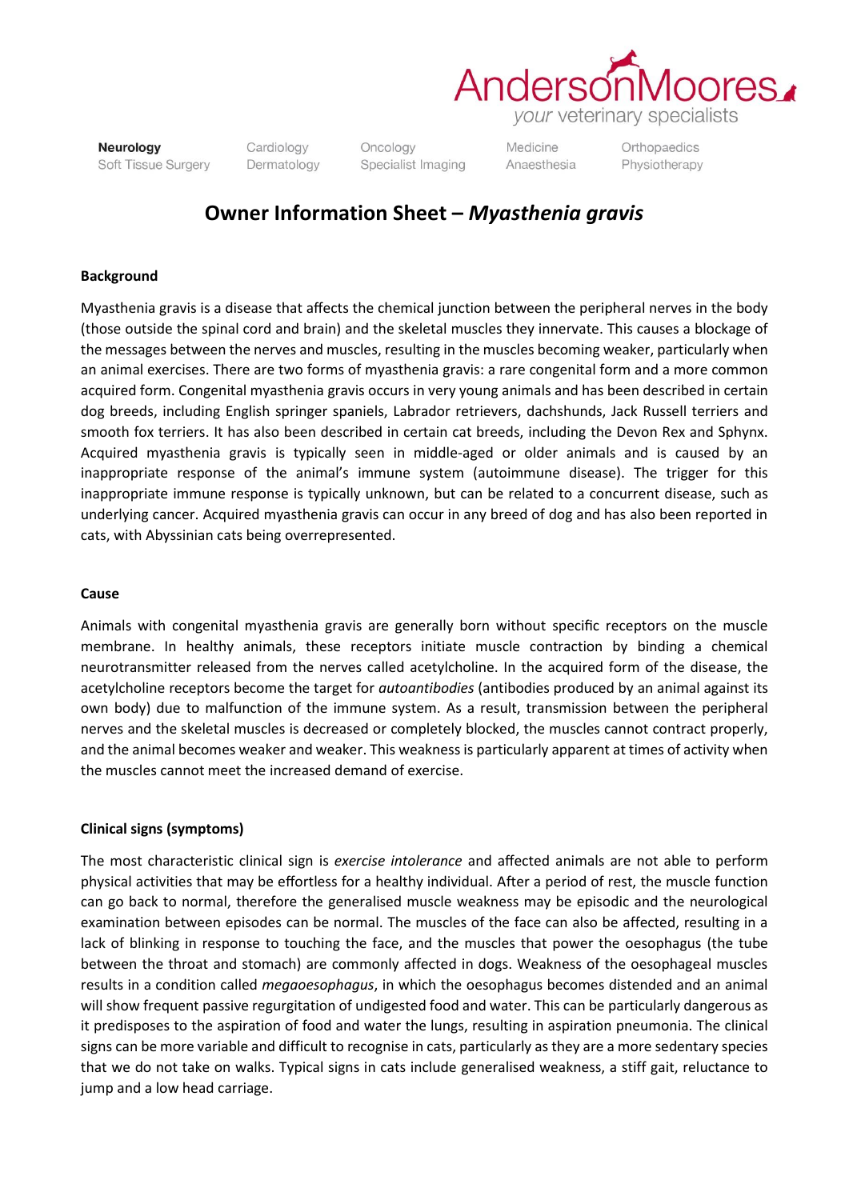# Owner Information Sheet – *Myasthenia gravis*

**Background**

Myasthenia gravis is a disease that affects the chemical junction between the peripheral nerves in the body (those outside the spinal cord and brain) and the skeletal muscles they innervate. This causes a blockage of the messages between the nerves and muscles, resulting in the muscles becoming weaker, particularly when an animal exercises. There are two forms of myasthenia gravis: a rare congenital form and a more common acquired form. Congenital myasthenia gravis occurs in very young animals and has been described in certain dog breeds, including English springer spaniels, Labrador retrievers, dachshunds, Jack Russell terriers and smooth fox terriers. It has also been described in certain cat breeds, including the Devon Rex and Sphynx. Acquired myasthenia gravis is typically seen in middle-aged or older animals and is caused by an inappropriate response of the animal's immune system (autoimmune disease). The trigger for this inappropriate immune response is typically unknown, but can be related to a concurrent disease, such as underlying cancer. Acquired myasthenia gravis can occur in any breed of dog and has also been reported in cats, with Abyssinian cats being overrepresented.

**Cause**

Animals with congenital myasthenia gravis are generally born without specific receptors on the muscle membrane. In healthy animals, these receptors initiate muscle contraction by binding a chemical neurotransmitter released from the nerves called acetylcholine. In the acquired form of the disease, the acetylcholine receptors become the target for *autoantibodies* (antibodies produced by an animal against its own body) due to malfunction of the immune system. As a result, transmission between the peripheral nerves and the skeletal muscles is decreased or completely blocked, the muscles cannot contract properly, and the animal becomes weaker and weaker. This weakness is particularly apparent at times of activity when the muscles cannot meet the increased demand of exercise.

**Clinical signs (symptoms)**

The most characteristic clinical sign is *exercise intolerance* and affected animals are not able to perform physical activities that may be effortless for a healthy individual. After a period of rest, the muscle function can go back to normal, therefore the generalised muscle weakness may be episodic and the neurological examination between episodes can be normal. The muscles of the face can also be affected, resulting in a lack of blinking in response to touching the face, and the muscles that power the oesophagus (the tube between the throat and stomach) are commonly affected in dogs. Weakness of the oesophageal muscles results in a condition called *megaoesophagus*, in which the oesophagus becomes distended and an animal will show frequent passive regurgitation of undigested food and water. This can be particularly dangerous as it predisposes to the aspiration of food and water the lungs, resulting in aspiration pneumonia. The clinical signs can be more variable and difficult to recognise in cats, particularly as they are a more sedentary species that we do not take on walks. Typical signs in cats include generalised weakness, a stiff gait, reluctance to jump and a low head carriage.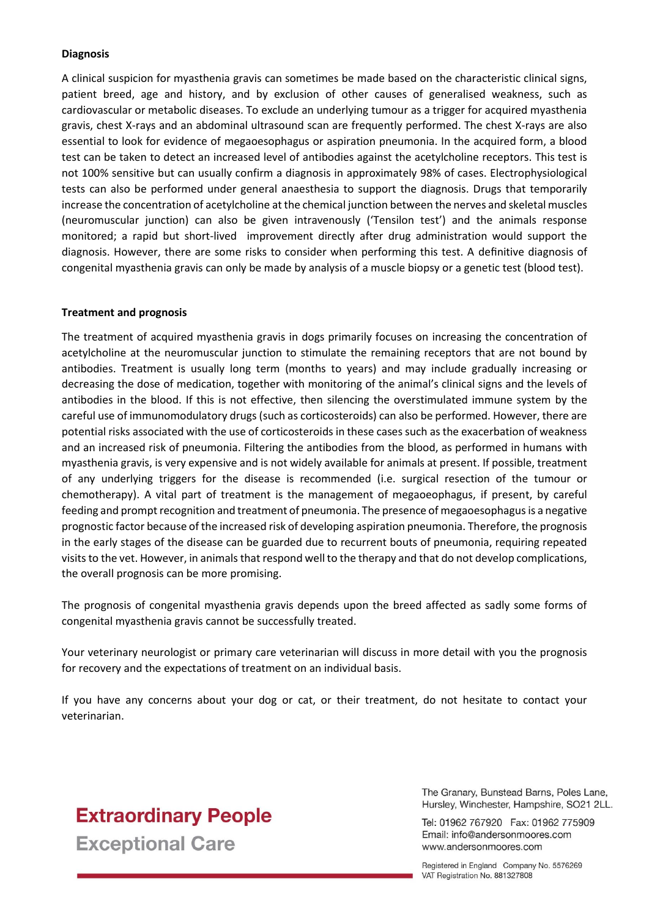**Diagnosis**

A clinical suspicion for myasthenia gravis can sometimes be made based on the characteristic clinical signs, patient breed, age and history, and by exclusion of other causes of generalised weakness, such as cardiovascular or metabolic diseases. To exclude an underlying tumour as a trigger for acquired myasthenia gravis, chest X-rays and an abdominal ultrasound scan are frequently performed. The chest X-rays are also essential to look for evidence of megaoesophagus or aspiration pneumonia. In the acquired form, a blood test can be taken to detect an increased level of antibodies against the acetylcholine receptors. This test is not 100% sensitive but can usually confirm a diagnosis in approximately 98% of cases. Electrophysiological tests can also be performed under general anaesthesia to support the diagnosis. Drugs that temporarily increase the concentration of acetylcholine at the chemical junction between the nerves and skeletal muscles (neuromuscular junction) can also be given intravenously ('Tensilon test') and the animals response monitored; a rapid but short-lived improvement directly after drug administration would support the diagnosis. However, there are some risks to consider when performing this test. A definitive diagnosis of congenital myasthenia gravis can only be made by analysis of a muscle biopsy or a genetic test (blood test).

**Treatment and prognosis**

The treatment of acquired myasthenia gravis in dogs primarily focuses on increasing the concentration of acetylcholine at the neuromuscular junction to stimulate the remaining receptors that are not bound by antibodies. Treatment is usually long term (months to years) and may include gradually increasing or decreasing the dose of medication, together with monitoring of the animal's clinical signs and the levels of antibodies in the blood. If this is not effective, then silencing the overstimulated immune system by the careful use of immunomodulatory drugs (such as corticosteroids) can also be performed. However, there are potential risks associated with the use of corticosteroids in these cases such as the exacerbation of weakness and an increased risk of pneumonia. Filtering the antibodies from the blood, as performed in humans with myasthenia gravis, is very expensive and is not widely available for animals at present. If possible, treatment of any underlying triggers for the disease is recommended (i.e. surgical resection of the tumour or chemotherapy). A vital part of treatment is the management of megaoeophagus, if present, by careful feeding and prompt recognition and treatment of pneumonia. The presence of megaoesophagus is a negative prognostic factor because of the increased risk of developing aspiration pneumonia. Therefore, the prognosis in the early stages of the disease can be guarded due to recurrent bouts of pneumonia, requiring repeated visits to the vet. However, in animals that respond well to the therapy and that do not develop complications, the overall prognosis can be more promising.

The prognosis of congenital myasthenia gravis depends upon the breed affected as sadly some forms of congenital myasthenia gravis cannot be successfully treated.

Your veterinary neurologist or primary care veterinarian will discuss in more detail with you the prognosis for recovery and the expectations of treatment on an individual basis.

If you have any concerns about your dog or cat, or their treatment, do not hesitate to contact your veterinarian.

**Extraordinary People**
**Exceptional Care**

The Granary, Bunstead Barns, Poles Lane, Hursley, Winchester, Hampshire, SO21 2LL.

Tel: 01962 767920 Fax: 01962 775909
Email: info@andersonmoores.com
www.andersonmoores.com

Registered in England Company No. 5576269
VAT Registration No. 881327808